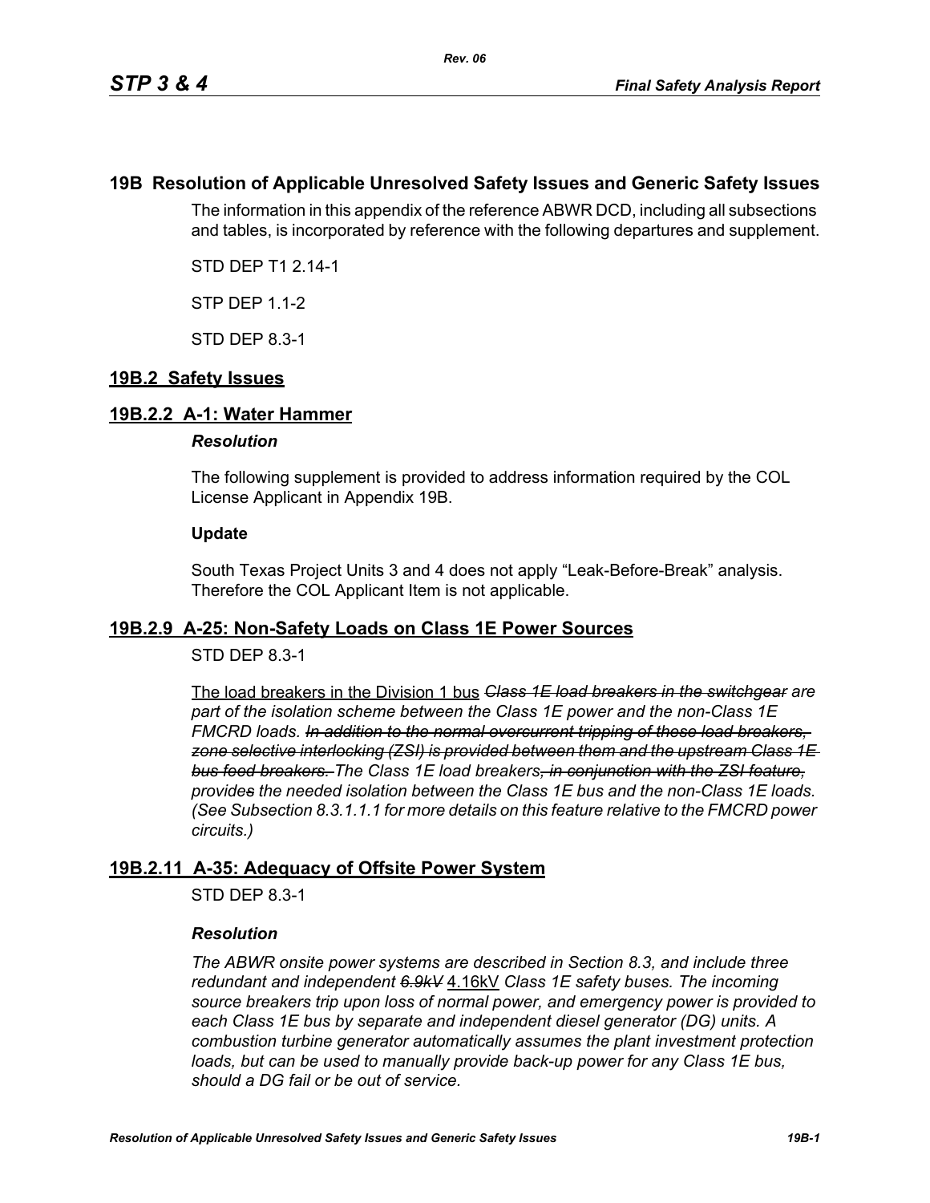# 19B Resolution of Applicable Unresolved Safety Issues and Generic Safety Issues

The information in this appendix of the reference ABWR DCD, including all subsections and tables, is incorporated by reference with the following departures and supplement.

STD DEP T1 2.14-1

STP DEP 1.1-2

STD DEP 8.3-1

## 19B.2 Safety Issues

### 19B.2.2 A-1: Water Hammer

***Resolution***

The following supplement is provided to address information required by the COL License Applicant in Appendix 19B.

**Update**

South Texas Project Units 3 and 4 does not apply "Leak-Before-Break" analysis. Therefore the COL Applicant Item is not applicable.

### 19B.2.9 A-25: Non-Safety Loads on Class 1E Power Sources

STD DEP 8.3-1

<u>The load breakers in the Division 1 bus</u> *~~Class 1E load breakers in the switchgear~~ are part of the isolation scheme between the Class 1E power and the non-Class 1E FMCRD loads. ~~In addition to the normal overcurrent tripping of these load breakers, zone selective interlocking (ZSI) is provided between them and the upstream Class 1E bus feed breakers.~~ The Class 1E load breakers~~, in conjunction with the ZSI feature,~~ provide~~s~~ the needed isolation between the Class 1E bus and the non-Class 1E loads. (See Subsection 8.3.1.1.1 for more details on this feature relative to the FMCRD power circuits.)*

### 19B.2.11 A-35: Adequacy of Offsite Power System

STD DEP 8.3-1

***Resolution***

*The ABWR onsite power systems are described in Section 8.3, and include three redundant and independent ~~6.9kV~~* <u>4.16kV</u> *Class 1E safety buses. The incoming source breakers trip upon loss of normal power, and emergency power is provided to each Class 1E bus by separate and independent diesel generator (DG) units. A combustion turbine generator automatically assumes the plant investment protection loads, but can be used to manually provide back-up power for any Class 1E bus, should a DG fail or be out of service.*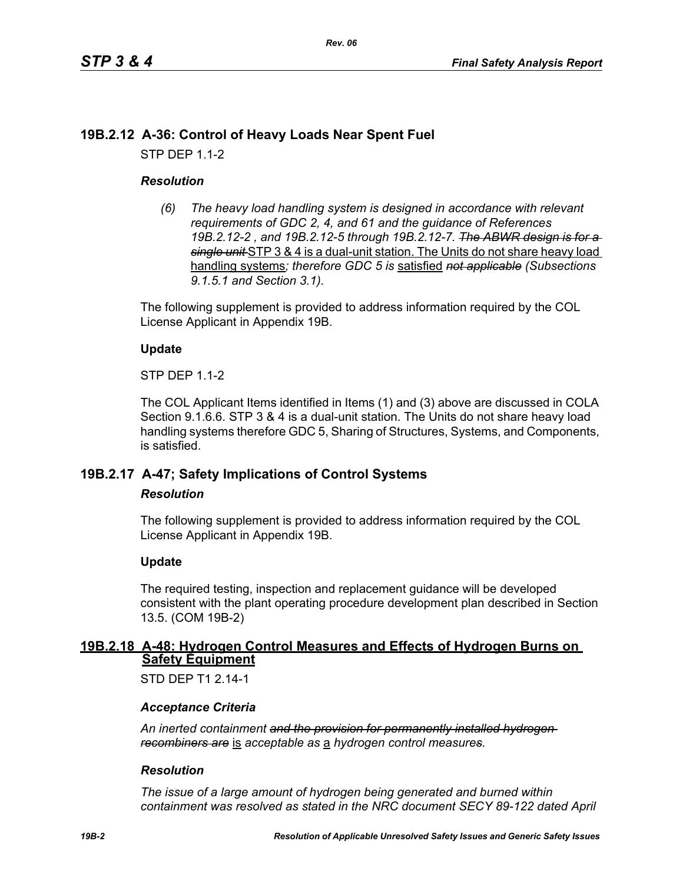## 19B.2.12 A-36: Control of Heavy Loads Near Spent Fuel

STP DEP 1.1-2

### *Resolution*

*(6) The heavy load handling system is designed in accordance with relevant requirements of GDC 2, 4, and 61 and the guidance of References 19B.2.12-2 , and 19B.2.12-5 through 19B.2.12-7. ~~The ABWR design is for a single unit~~* STP 3 & 4 is a dual-unit station. The Units do not share heavy load handling systems*; therefore GDC 5 is* satisfied *~~not applicable~~ (Subsections 9.1.5.1 and Section 3.1).*

The following supplement is provided to address information required by the COL License Applicant in Appendix 19B.

### Update

STP DEP 1.1-2

The COL Applicant Items identified in Items (1) and (3) above are discussed in COLA Section 9.1.6.6. STP 3 & 4 is a dual-unit station. The Units do not share heavy load handling systems therefore GDC 5, Sharing of Structures, Systems, and Components, is satisfied.

## 19B.2.17 A-47; Safety Implications of Control Systems

### *Resolution*

The following supplement is provided to address information required by the COL License Applicant in Appendix 19B.

### Update

The required testing, inspection and replacement guidance will be developed consistent with the plant operating procedure development plan described in Section 13.5. (COM 19B-2)

## 19B.2.18 A-48: Hydrogen Control Measures and Effects of Hydrogen Burns on Safety Equipment

STD DEP T1 2.14-1

### *Acceptance Criteria*

*An inerted containment ~~and the provision for permanently installed hydrogen recombiners are~~* is *acceptable as* a *hydrogen control measures.*

### *Resolution*

*The issue of a large amount of hydrogen being generated and burned within containment was resolved as stated in the NRC document SECY 89-122 dated April*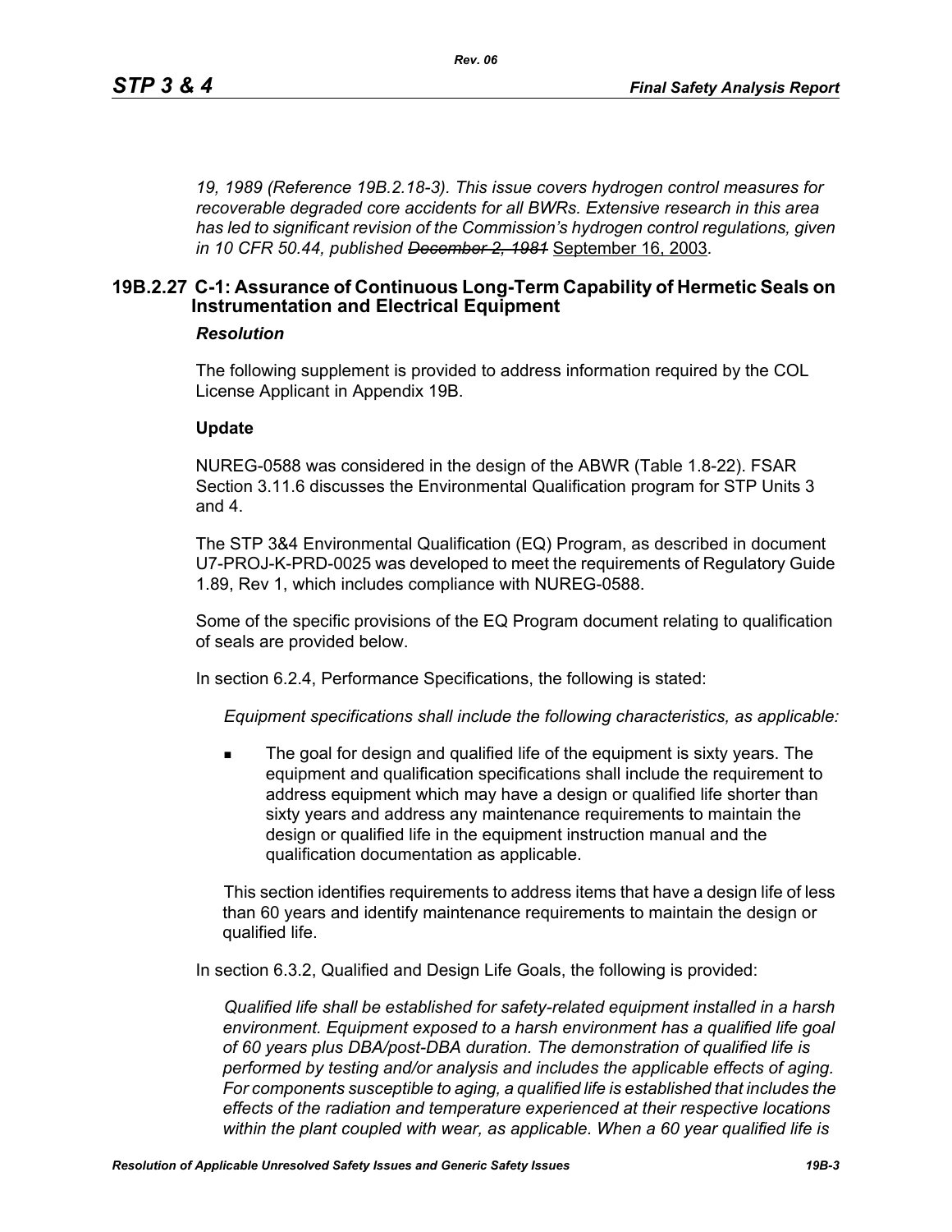*19, 1989 (Reference 19B.2.18-3). This issue covers hydrogen control measures for recoverable degraded core accidents for all BWRs. Extensive research in this area has led to significant revision of the Commission's hydrogen control regulations, given in 10 CFR 50.44, published ~~December 2, 1981~~* September 16, 2003.

## 19B.2.27 C-1: Assurance of Continuous Long-Term Capability of Hermetic Seals on Instrumentation and Electrical Equipment

### *Resolution*

The following supplement is provided to address information required by the COL License Applicant in Appendix 19B.

**Update**

NUREG-0588 was considered in the design of the ABWR (Table 1.8-22). FSAR Section 3.11.6 discusses the Environmental Qualification program for STP Units 3 and 4.

The STP 3&4 Environmental Qualification (EQ) Program, as described in document U7-PROJ-K-PRD-0025 was developed to meet the requirements of Regulatory Guide 1.89, Rev 1, which includes compliance with NUREG-0588.

Some of the specific provisions of the EQ Program document relating to qualification of seals are provided below.

In section 6.2.4, Performance Specifications, the following is stated:

> *Equipment specifications shall include the following characteristics, as applicable:*
>
> - The goal for design and qualified life of the equipment is sixty years. The equipment and qualification specifications shall include the requirement to address equipment which may have a design or qualified life shorter than sixty years and address any maintenance requirements to maintain the design or qualified life in the equipment instruction manual and the qualification documentation as applicable.
>
> This section identifies requirements to address items that have a design life of less than 60 years and identify maintenance requirements to maintain the design or qualified life.

In section 6.3.2, Qualified and Design Life Goals, the following is provided:

> *Qualified life shall be established for safety-related equipment installed in a harsh environment. Equipment exposed to a harsh environment has a qualified life goal of 60 years plus DBA/post-DBA duration. The demonstration of qualified life is performed by testing and/or analysis and includes the applicable effects of aging. For components susceptible to aging, a qualified life is established that includes the effects of the radiation and temperature experienced at their respective locations within the plant coupled with wear, as applicable. When a 60 year qualified life is*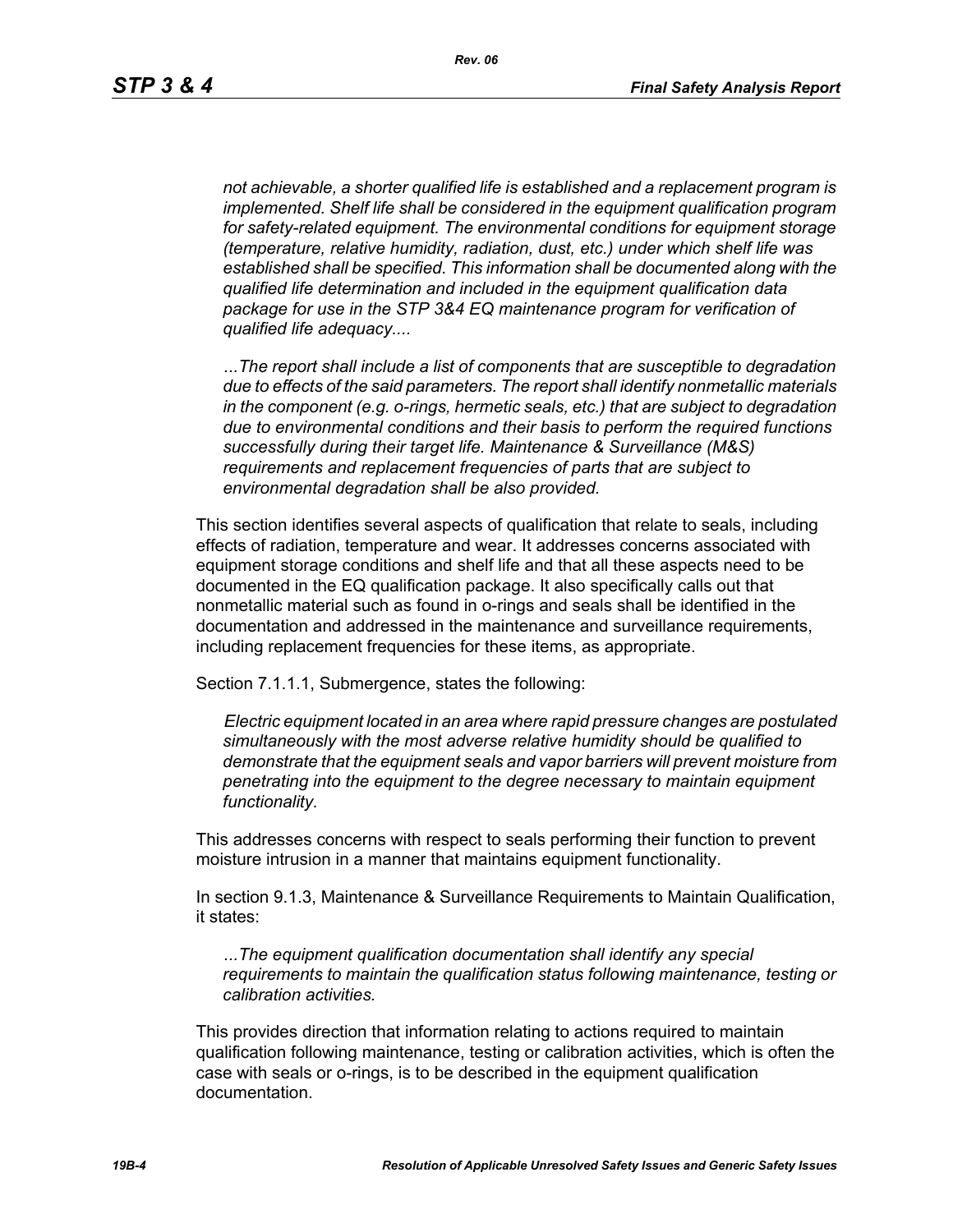*not achievable, a shorter qualified life is established and a replacement program is implemented. Shelf life shall be considered in the equipment qualification program for safety-related equipment. The environmental conditions for equipment storage (temperature, relative humidity, radiation, dust, etc.) under which shelf life was established shall be specified. This information shall be documented along with the qualified life determination and included in the equipment qualification data package for use in the STP 3&4 EQ maintenance program for verification of qualified life adequacy....*

*...The report shall include a list of components that are susceptible to degradation due to effects of the said parameters. The report shall identify nonmetallic materials in the component (e.g. o-rings, hermetic seals, etc.) that are subject to degradation due to environmental conditions and their basis to perform the required functions successfully during their target life. Maintenance & Surveillance (M&S) requirements and replacement frequencies of parts that are subject to environmental degradation shall be also provided.*

This section identifies several aspects of qualification that relate to seals, including effects of radiation, temperature and wear. It addresses concerns associated with equipment storage conditions and shelf life and that all these aspects need to be documented in the EQ qualification package. It also specifically calls out that nonmetallic material such as found in o-rings and seals shall be identified in the documentation and addressed in the maintenance and surveillance requirements, including replacement frequencies for these items, as appropriate.

Section 7.1.1.1, Submergence, states the following:

*Electric equipment located in an area where rapid pressure changes are postulated simultaneously with the most adverse relative humidity should be qualified to demonstrate that the equipment seals and vapor barriers will prevent moisture from penetrating into the equipment to the degree necessary to maintain equipment functionality.*

This addresses concerns with respect to seals performing their function to prevent moisture intrusion in a manner that maintains equipment functionality.

In section 9.1.3, Maintenance & Surveillance Requirements to Maintain Qualification, it states:

*...The equipment qualification documentation shall identify any special requirements to maintain the qualification status following maintenance, testing or calibration activities.*

This provides direction that information relating to actions required to maintain qualification following maintenance, testing or calibration activities, which is often the case with seals or o-rings, is to be described in the equipment qualification documentation.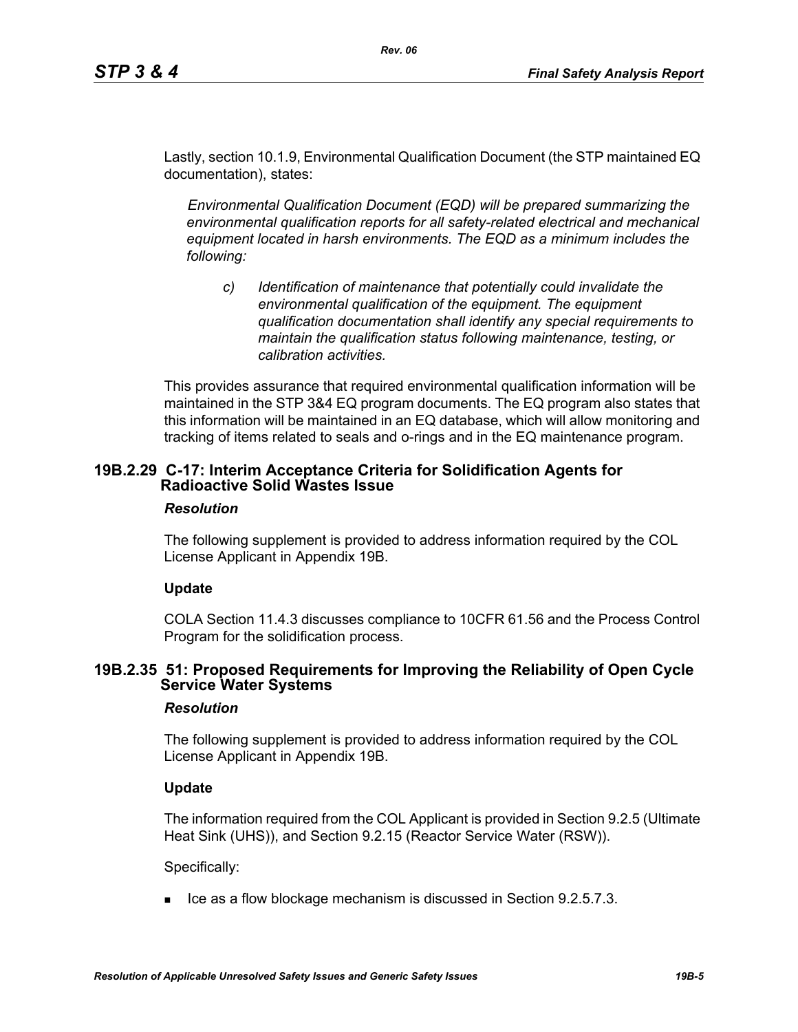Lastly, section 10.1.9, Environmental Qualification Document (the STP maintained EQ documentation), states:

> *Environmental Qualification Document (EQD) will be prepared summarizing the environmental qualification reports for all safety-related electrical and mechanical equipment located in harsh environments. The EQD as a minimum includes the following:*
>
> > *c) Identification of maintenance that potentially could invalidate the environmental qualification of the equipment. The equipment qualification documentation shall identify any special requirements to maintain the qualification status following maintenance, testing, or calibration activities.*

This provides assurance that required environmental qualification information will be maintained in the STP 3&4 EQ program documents. The EQ program also states that this information will be maintained in an EQ database, which will allow monitoring and tracking of items related to seals and o-rings and in the EQ maintenance program.

## 19B.2.29 C-17: Interim Acceptance Criteria for Solidification Agents for Radioactive Solid Wastes Issue

### *Resolution*

The following supplement is provided to address information required by the COL License Applicant in Appendix 19B.

**Update**

COLA Section 11.4.3 discusses compliance to 10CFR 61.56 and the Process Control Program for the solidification process.

## 19B.2.35 51: Proposed Requirements for Improving the Reliability of Open Cycle Service Water Systems

### *Resolution*

The following supplement is provided to address information required by the COL License Applicant in Appendix 19B.

**Update**

The information required from the COL Applicant is provided in Section 9.2.5 (Ultimate Heat Sink (UHS)), and Section 9.2.15 (Reactor Service Water (RSW)).

Specifically:

- Ice as a flow blockage mechanism is discussed in Section 9.2.5.7.3.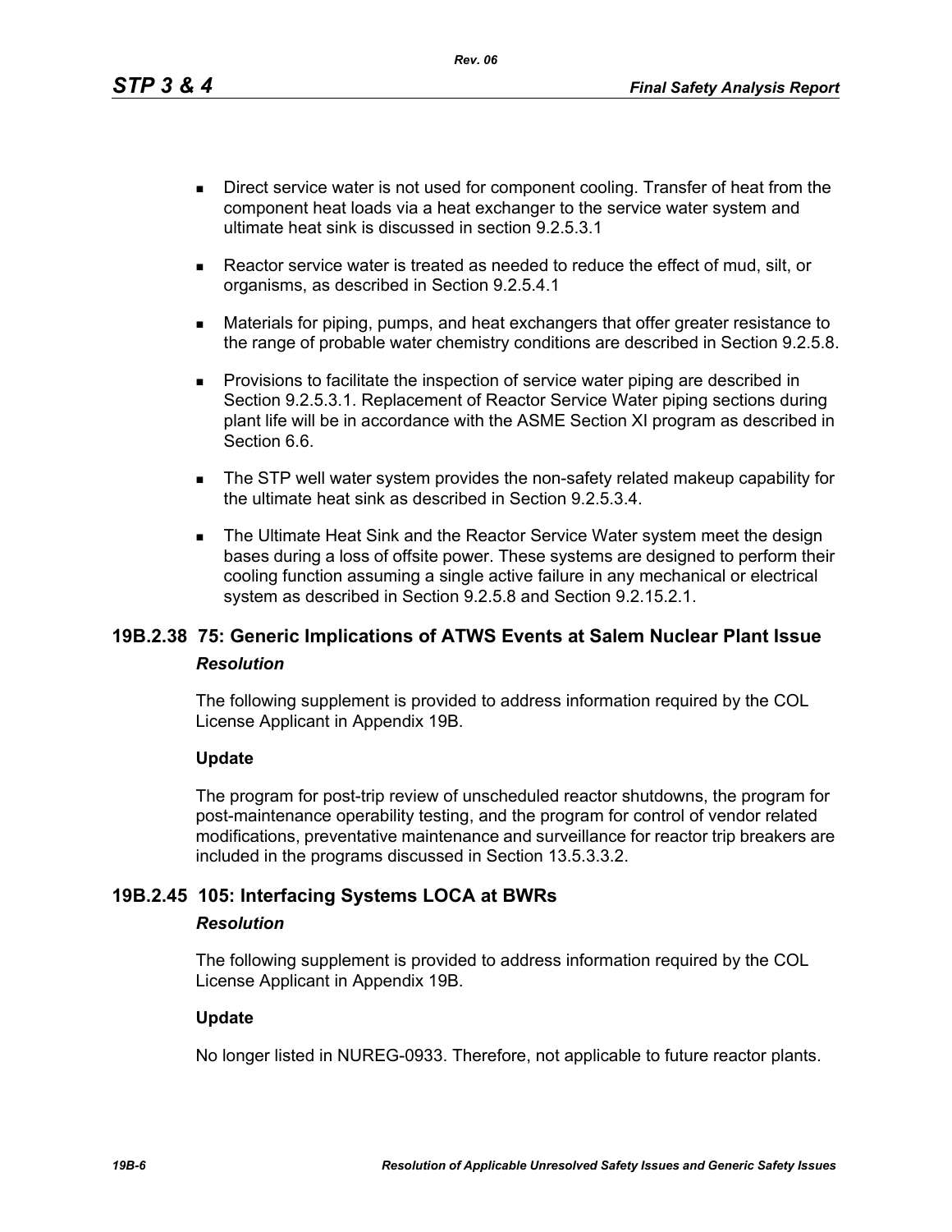- Direct service water is not used for component cooling. Transfer of heat from the component heat loads via a heat exchanger to the service water system and ultimate heat sink is discussed in section 9.2.5.3.1
- Reactor service water is treated as needed to reduce the effect of mud, silt, or organisms, as described in Section 9.2.5.4.1
- Materials for piping, pumps, and heat exchangers that offer greater resistance to the range of probable water chemistry conditions are described in Section 9.2.5.8.
- Provisions to facilitate the inspection of service water piping are described in Section 9.2.5.3.1. Replacement of Reactor Service Water piping sections during plant life will be in accordance with the ASME Section XI program as described in Section 6.6.
- The STP well water system provides the non-safety related makeup capability for the ultimate heat sink as described in Section 9.2.5.3.4.
- The Ultimate Heat Sink and the Reactor Service Water system meet the design bases during a loss of offsite power. These systems are designed to perform their cooling function assuming a single active failure in any mechanical or electrical system as described in Section 9.2.5.8 and Section 9.2.15.2.1.

### 19B.2.38 75: Generic Implications of ATWS Events at Salem Nuclear Plant Issue

***Resolution***

The following supplement is provided to address information required by the COL License Applicant in Appendix 19B.

**Update**

The program for post-trip review of unscheduled reactor shutdowns, the program for post-maintenance operability testing, and the program for control of vendor related modifications, preventative maintenance and surveillance for reactor trip breakers are included in the programs discussed in Section 13.5.3.3.2.

### 19B.2.45 105: Interfacing Systems LOCA at BWRs

***Resolution***

The following supplement is provided to address information required by the COL License Applicant in Appendix 19B.

**Update**

No longer listed in NUREG-0933. Therefore, not applicable to future reactor plants.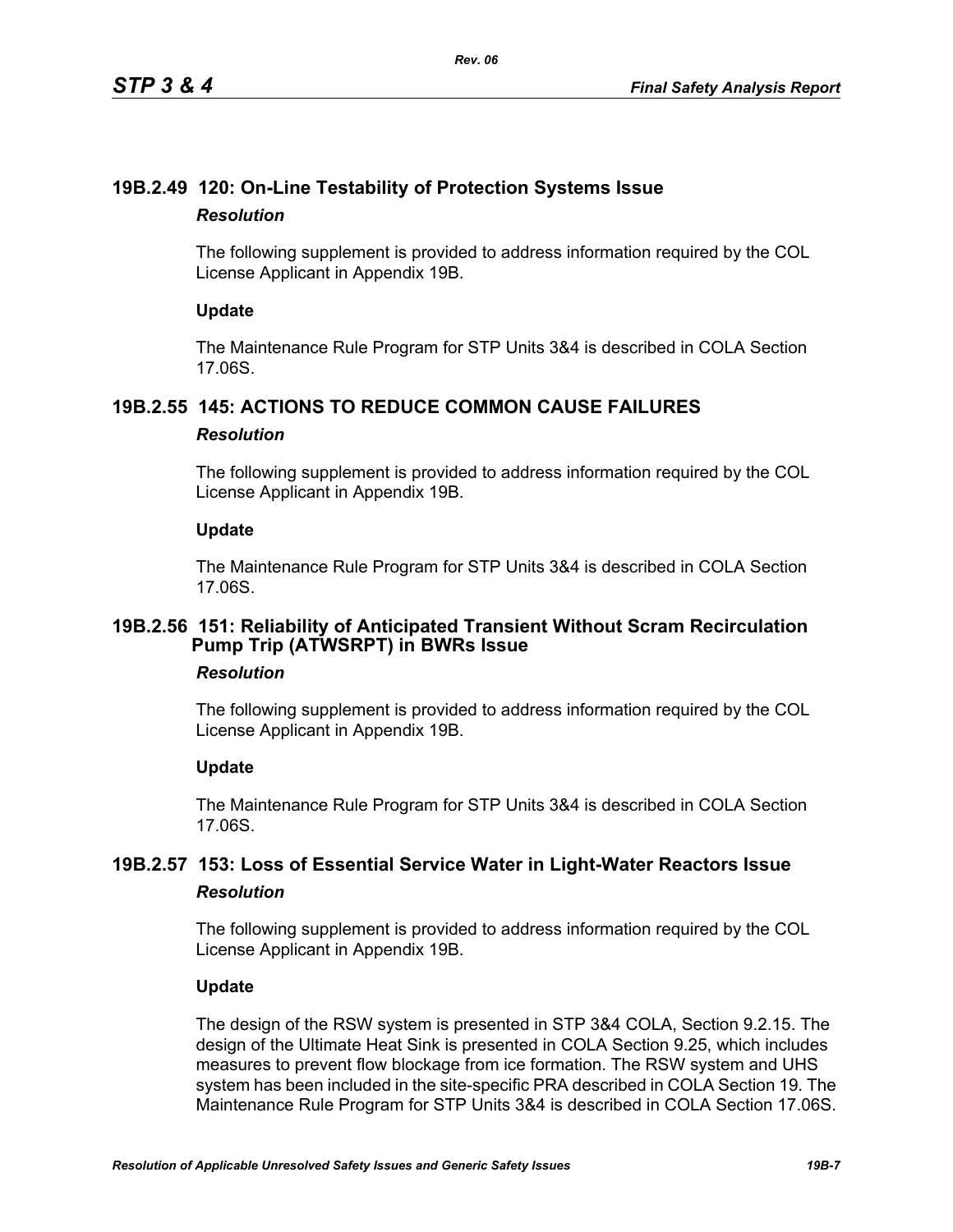## 19B.2.49 120: On-Line Testability of Protection Systems Issue

### *Resolution*

The following supplement is provided to address information required by the COL License Applicant in Appendix 19B.

**Update**

The Maintenance Rule Program for STP Units 3&4 is described in COLA Section 17.06S.

## 19B.2.55 145: ACTIONS TO REDUCE COMMON CAUSE FAILURES

### *Resolution*

The following supplement is provided to address information required by the COL License Applicant in Appendix 19B.

**Update**

The Maintenance Rule Program for STP Units 3&4 is described in COLA Section 17.06S.

## 19B.2.56 151: Reliability of Anticipated Transient Without Scram Recirculation Pump Trip (ATWSRPT) in BWRs Issue

### *Resolution*

The following supplement is provided to address information required by the COL License Applicant in Appendix 19B.

**Update**

The Maintenance Rule Program for STP Units 3&4 is described in COLA Section 17.06S.

## 19B.2.57 153: Loss of Essential Service Water in Light-Water Reactors Issue

### *Resolution*

The following supplement is provided to address information required by the COL License Applicant in Appendix 19B.

**Update**

The design of the RSW system is presented in STP 3&4 COLA, Section 9.2.15. The design of the Ultimate Heat Sink is presented in COLA Section 9.25, which includes measures to prevent flow blockage from ice formation. The RSW system and UHS system has been included in the site-specific PRA described in COLA Section 19. The Maintenance Rule Program for STP Units 3&4 is described in COLA Section 17.06S.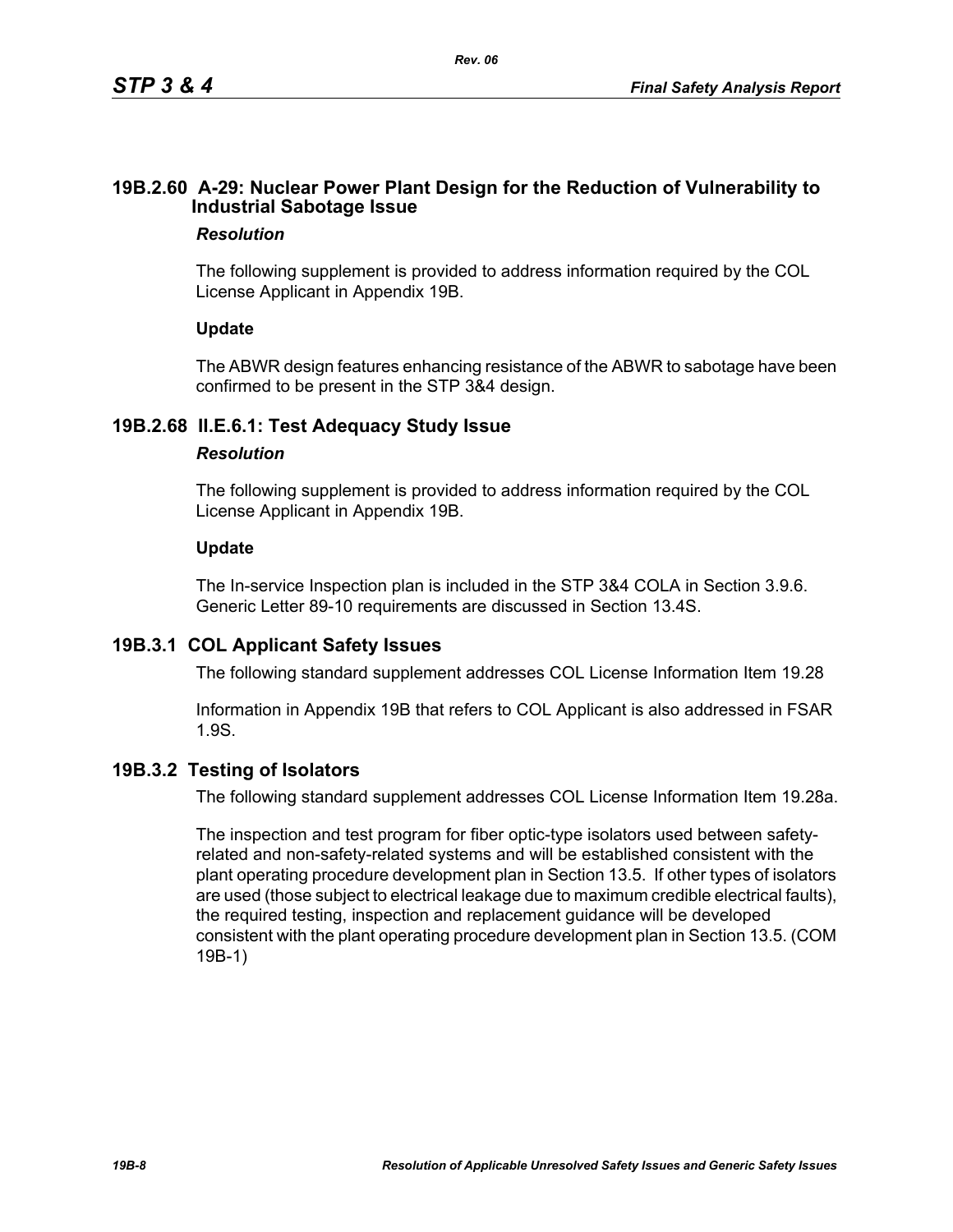### 19B.2.60 A-29: Nuclear Power Plant Design for the Reduction of Vulnerability to Industrial Sabotage Issue

*Resolution*

The following supplement is provided to address information required by the COL License Applicant in Appendix 19B.

**Update**

The ABWR design features enhancing resistance of the ABWR to sabotage have been confirmed to be present in the STP 3&4 design.

### 19B.2.68 II.E.6.1: Test Adequacy Study Issue

*Resolution*

The following supplement is provided to address information required by the COL License Applicant in Appendix 19B.

**Update**

The In-service Inspection plan is included in the STP 3&4 COLA in Section 3.9.6. Generic Letter 89-10 requirements are discussed in Section 13.4S.

### 19B.3.1 COL Applicant Safety Issues

The following standard supplement addresses COL License Information Item 19.28

Information in Appendix 19B that refers to COL Applicant is also addressed in FSAR 1.9S.

### 19B.3.2 Testing of Isolators

The following standard supplement addresses COL License Information Item 19.28a.

The inspection and test program for fiber optic-type isolators used between safety-related and non-safety-related systems and will be established consistent with the plant operating procedure development plan in Section 13.5. If other types of isolators are used (those subject to electrical leakage due to maximum credible electrical faults), the required testing, inspection and replacement guidance will be developed consistent with the plant operating procedure development plan in Section 13.5. (COM 19B-1)